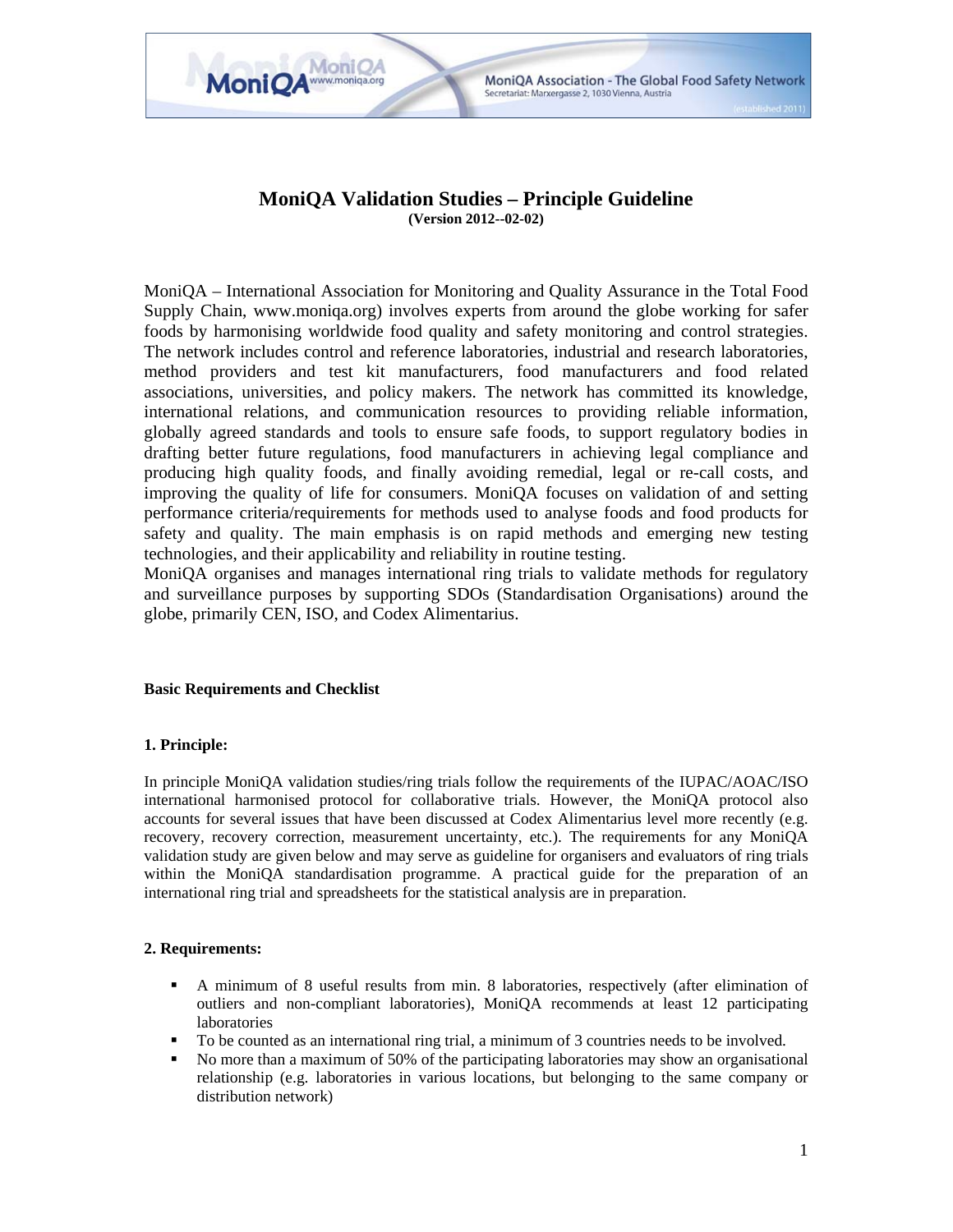# MoniQA Validation Studies – Principle Guideline

**(Version 2012--02-02)**

MoniQA – International Association for Monitoring and Quality Assurance in the Total Food Supply Chain, www.moniqa.org) involves experts from around the globe working for safer foods by harmonising worldwide food quality and safety monitoring and control strategies. The network includes control and reference laboratories, industrial and research laboratories, method providers and test kit manufacturers, food manufacturers and food related associations, universities, and policy makers. The network has committed its knowledge, international relations, and communication resources to providing reliable information, globally agreed standards and tools to ensure safe foods, to support regulatory bodies in drafting better future regulations, food manufacturers in achieving legal compliance and producing high quality foods, and finally avoiding remedial, legal or re-call costs, and improving the quality of life for consumers. MoniQA focuses on validation of and setting performance criteria/requirements for methods used to analyse foods and food products for safety and quality. The main emphasis is on rapid methods and emerging new testing technologies, and their applicability and reliability in routine testing.

MoniQA organises and manages international ring trials to validate methods for regulatory and surveillance purposes by supporting SDOs (Standardisation Organisations) around the globe, primarily CEN, ISO, and Codex Alimentarius.

**Basic Requirements and Checklist**

**1. Principle:**

In principle MoniQA validation studies/ring trials follow the requirements of the IUPAC/AOAC/ISO international harmonised protocol for collaborative trials. However, the MoniQA protocol also accounts for several issues that have been discussed at Codex Alimentarius level more recently (e.g. recovery, recovery correction, measurement uncertainty, etc.). The requirements for any MoniQA validation study are given below and may serve as guideline for organisers and evaluators of ring trials within the MoniQA standardisation programme. A practical guide for the preparation of an international ring trial and spreadsheets for the statistical analysis are in preparation.

**2. Requirements:**

- A minimum of 8 useful results from min. 8 laboratories, respectively (after elimination of outliers and non-compliant laboratories), MoniQA recommends at least 12 participating laboratories
- To be counted as an international ring trial, a minimum of 3 countries needs to be involved.
- No more than a maximum of 50% of the participating laboratories may show an organisational relationship (e.g. laboratories in various locations, but belonging to the same company or distribution network)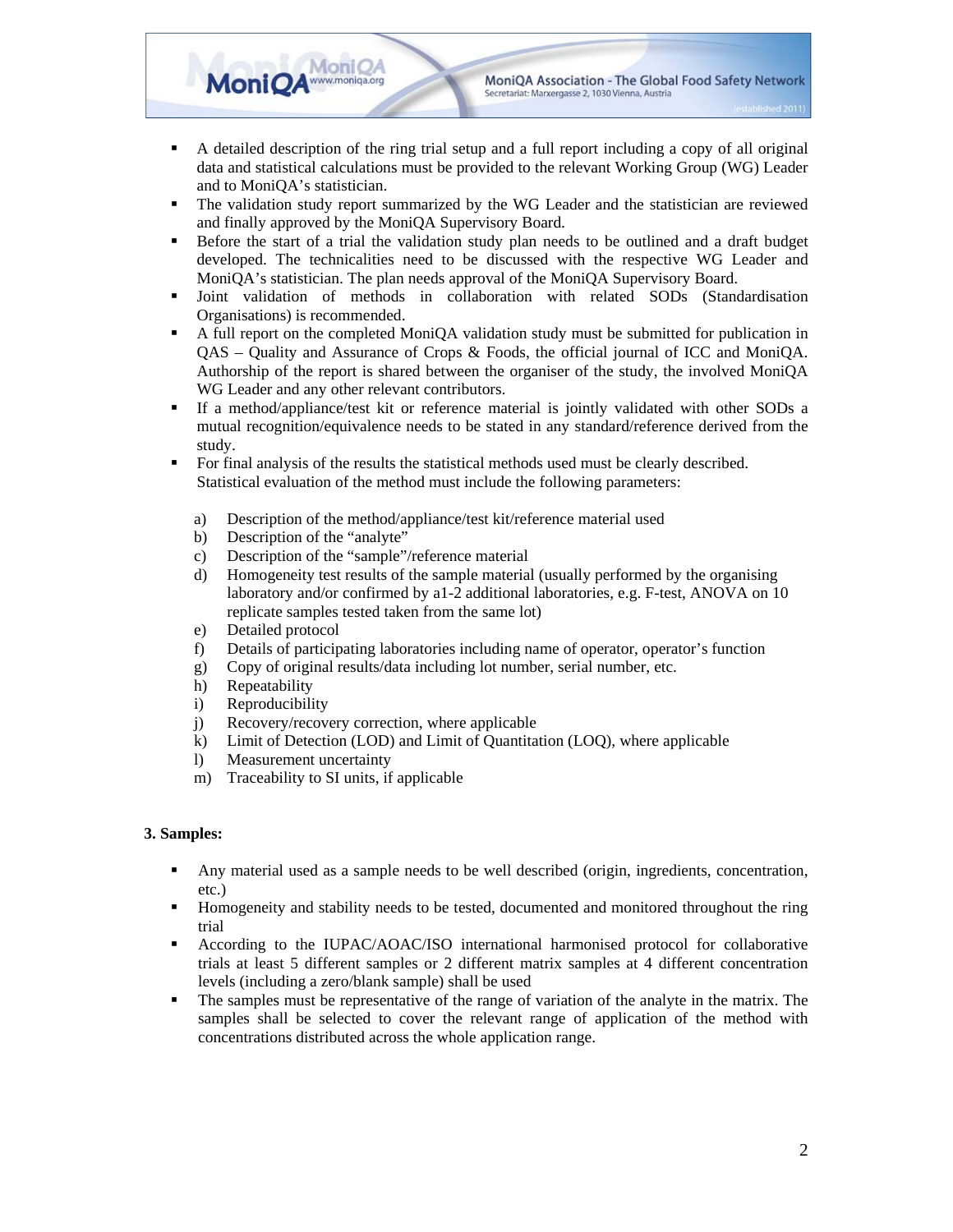- A detailed description of the ring trial setup and a full report including a copy of all original data and statistical calculations must be provided to the relevant Working Group (WG) Leader and to MoniQA's statistician.
- The validation study report summarized by the WG Leader and the statistician are reviewed and finally approved by the MoniQA Supervisory Board.
- Before the start of a trial the validation study plan needs to be outlined and a draft budget developed. The technicalities need to be discussed with the respective WG Leader and MoniQA's statistician. The plan needs approval of the MoniQA Supervisory Board.
- Joint validation of methods in collaboration with related SODs (Standardisation Organisations) is recommended.
- A full report on the completed MoniQA validation study must be submitted for publication in QAS – Quality and Assurance of Crops & Foods, the official journal of ICC and MoniQA. Authorship of the report is shared between the organiser of the study, the involved MoniQA WG Leader and any other relevant contributors.
- If a method/appliance/test kit or reference material is jointly validated with other SODs a mutual recognition/equivalence needs to be stated in any standard/reference derived from the study.
- For final analysis of the results the statistical methods used must be clearly described. Statistical evaluation of the method must include the following parameters:

  a) Description of the method/appliance/test kit/reference material used
  b) Description of the "analyte"
  c) Description of the "sample"/reference material
  d) Homogeneity test results of the sample material (usually performed by the organising laboratory and/or confirmed by a1-2 additional laboratories, e.g. F-test, ANOVA on 10 replicate samples tested taken from the same lot)
  e) Detailed protocol
  f) Details of participating laboratories including name of operator, operator's function
  g) Copy of original results/data including lot number, serial number, etc.
  h) Repeatability
  i) Reproducibility
  j) Recovery/recovery correction, where applicable
  k) Limit of Detection (LOD) and Limit of Quantitation (LOQ), where applicable
  l) Measurement uncertainty
  m) Traceability to SI units, if applicable

**3. Samples:**

- Any material used as a sample needs to be well described (origin, ingredients, concentration, etc.)
- Homogeneity and stability needs to be tested, documented and monitored throughout the ring trial
- According to the IUPAC/AOAC/ISO international harmonised protocol for collaborative trials at least 5 different samples or 2 different matrix samples at 4 different concentration levels (including a zero/blank sample) shall be used
- The samples must be representative of the range of variation of the analyte in the matrix. The samples shall be selected to cover the relevant range of application of the method with concentrations distributed across the whole application range.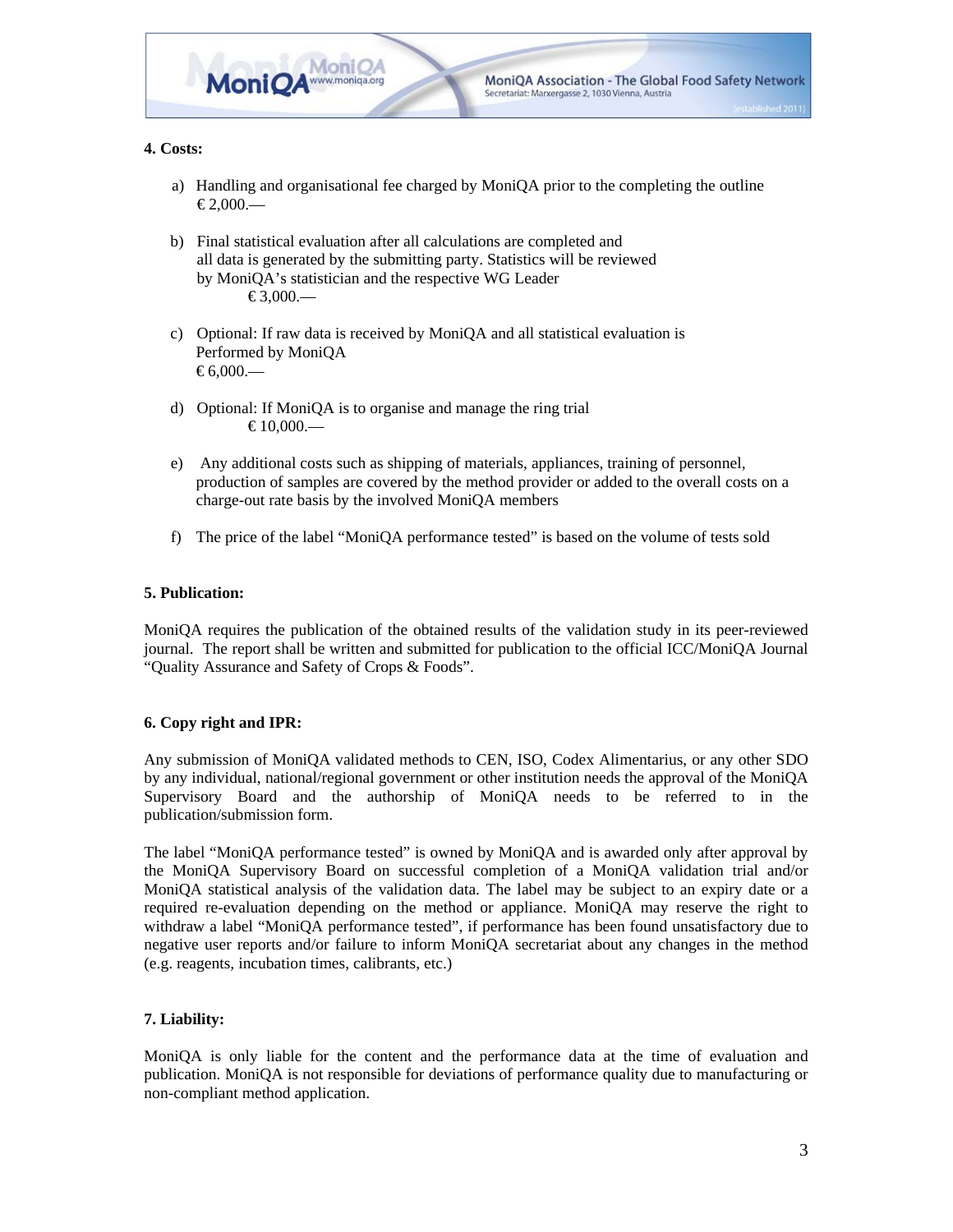**4. Costs:**

a) Handling and organisational fee charged by MoniQA prior to the completing the outline
€ 2,000.—

b) Final statistical evaluation after all calculations are completed and all data is generated by the submitting party. Statistics will be reviewed by MoniQA's statistician and the respective WG Leader
€ 3,000.—

c) Optional: If raw data is received by MoniQA and all statistical evaluation is Performed by MoniQA
€ 6,000.—

d) Optional: If MoniQA is to organise and manage the ring trial
€ 10,000.—

e) Any additional costs such as shipping of materials, appliances, training of personnel, production of samples are covered by the method provider or added to the overall costs on a charge-out rate basis by the involved MoniQA members

f) The price of the label "MoniQA performance tested" is based on the volume of tests sold

**5. Publication:**

MoniQA requires the publication of the obtained results of the validation study in its peer-reviewed journal. The report shall be written and submitted for publication to the official ICC/MoniQA Journal "Quality Assurance and Safety of Crops & Foods".

**6. Copy right and IPR:**

Any submission of MoniQA validated methods to CEN, ISO, Codex Alimentarius, or any other SDO by any individual, national/regional government or other institution needs the approval of the MoniQA Supervisory Board and the authorship of MoniQA needs to be referred to in the publication/submission form.

The label "MoniQA performance tested" is owned by MoniQA and is awarded only after approval by the MoniQA Supervisory Board on successful completion of a MoniQA validation trial and/or MoniQA statistical analysis of the validation data. The label may be subject to an expiry date or a required re-evaluation depending on the method or appliance. MoniQA may reserve the right to withdraw a label "MoniQA performance tested", if performance has been found unsatisfactory due to negative user reports and/or failure to inform MoniQA secretariat about any changes in the method (e.g. reagents, incubation times, calibrants, etc.)

**7. Liability:**

MoniQA is only liable for the content and the performance data at the time of evaluation and publication. MoniQA is not responsible for deviations of performance quality due to manufacturing or non-compliant method application.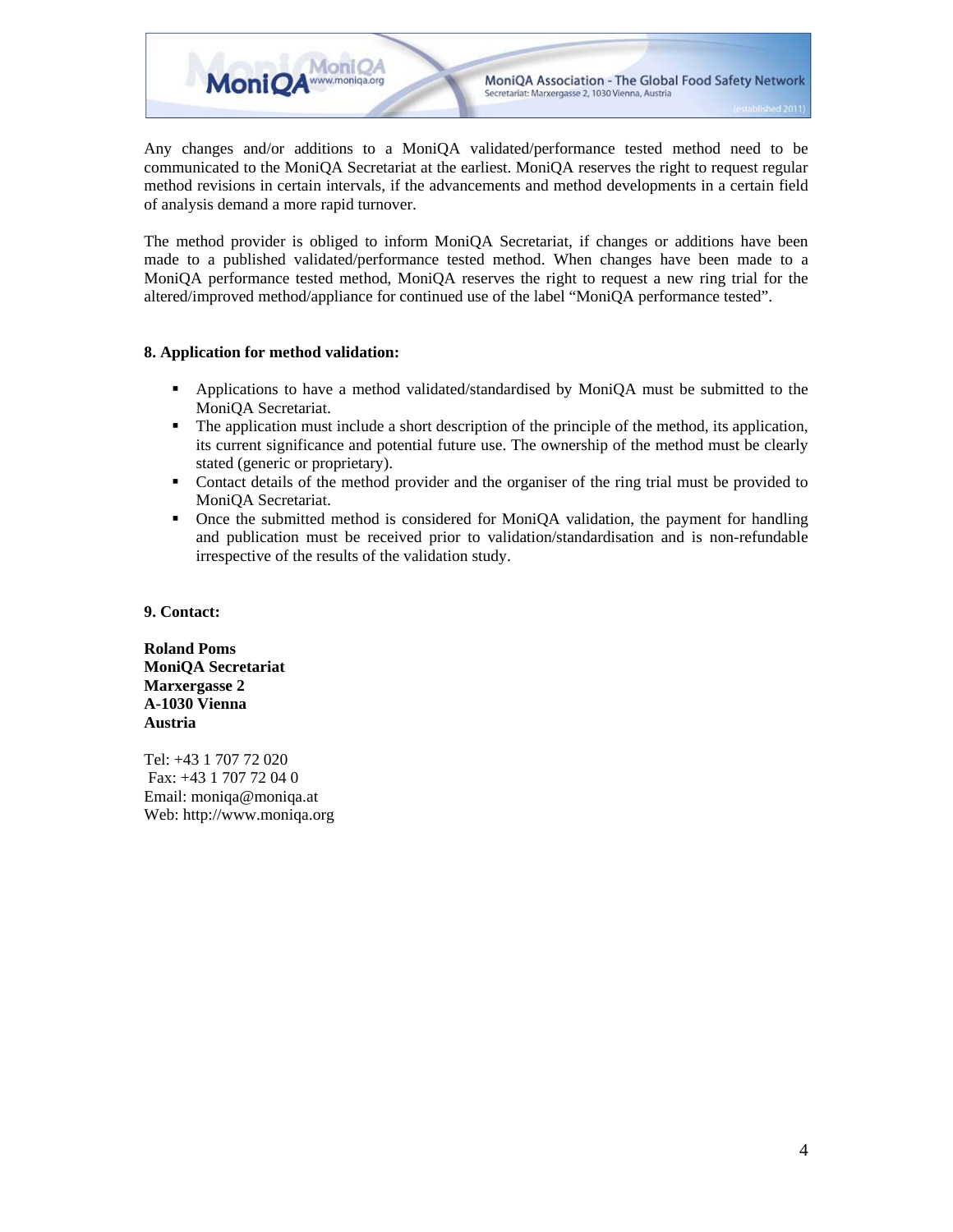Any changes and/or additions to a MoniQA validated/performance tested method need to be communicated to the MoniQA Secretariat at the earliest. MoniQA reserves the right to request regular method revisions in certain intervals, if the advancements and method developments in a certain field of analysis demand a more rapid turnover.

The method provider is obliged to inform MoniQA Secretariat, if changes or additions have been made to a published validated/performance tested method. When changes have been made to a MoniQA performance tested method, MoniQA reserves the right to request a new ring trial for the altered/improved method/appliance for continued use of the label "MoniQA performance tested".

**8. Application for method validation:**

- Applications to have a method validated/standardised by MoniQA must be submitted to the MoniQA Secretariat.
- The application must include a short description of the principle of the method, its application, its current significance and potential future use. The ownership of the method must be clearly stated (generic or proprietary).
- Contact details of the method provider and the organiser of the ring trial must be provided to MoniQA Secretariat.
- Once the submitted method is considered for MoniQA validation, the payment for handling and publication must be received prior to validation/standardisation and is non-refundable irrespective of the results of the validation study.

**9. Contact:**

**Roland Poms**
**MoniQA Secretariat**
**Marxergasse 2**
**A-1030 Vienna**
**Austria**

Tel: +43 1 707 72 020
Fax: +43 1 707 72 04 0
Email: moniqa@moniqa.at
Web: http://www.moniqa.org